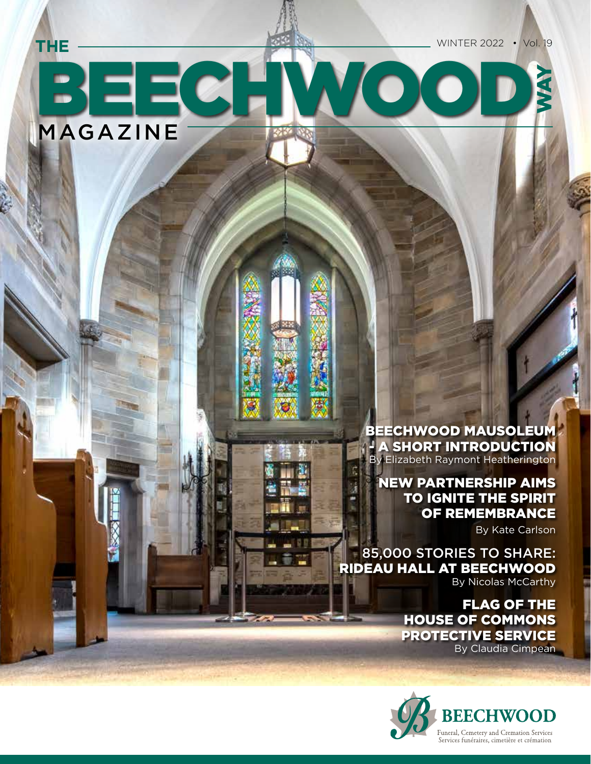# THE BEECHWOOD WAY MAGAZINE

WINTER 2022 • Vol. 19

## BEECHWOOD MAUSOLEUM - A SHORT INTRODUCTION

By Elizabeth Raymont Heatherington

## NEW PARTNERSHIP AIMS TO IGNITE THE SPIRIT OF REMEMBRANCE

By Kate Carlson

## 85,000 STORIES TO SHARE: RIDEAU HALL AT BEECHWOOD

By Nicolas McCarthy

## FLAG OF THE HOUSE OF COMMONS PROTECTIVE SERVICE

By Claudia Cimpean

**BEECHWOOD**

Funeral, Cemetery and Cremation Services

Services funéraires, cimetière et crémation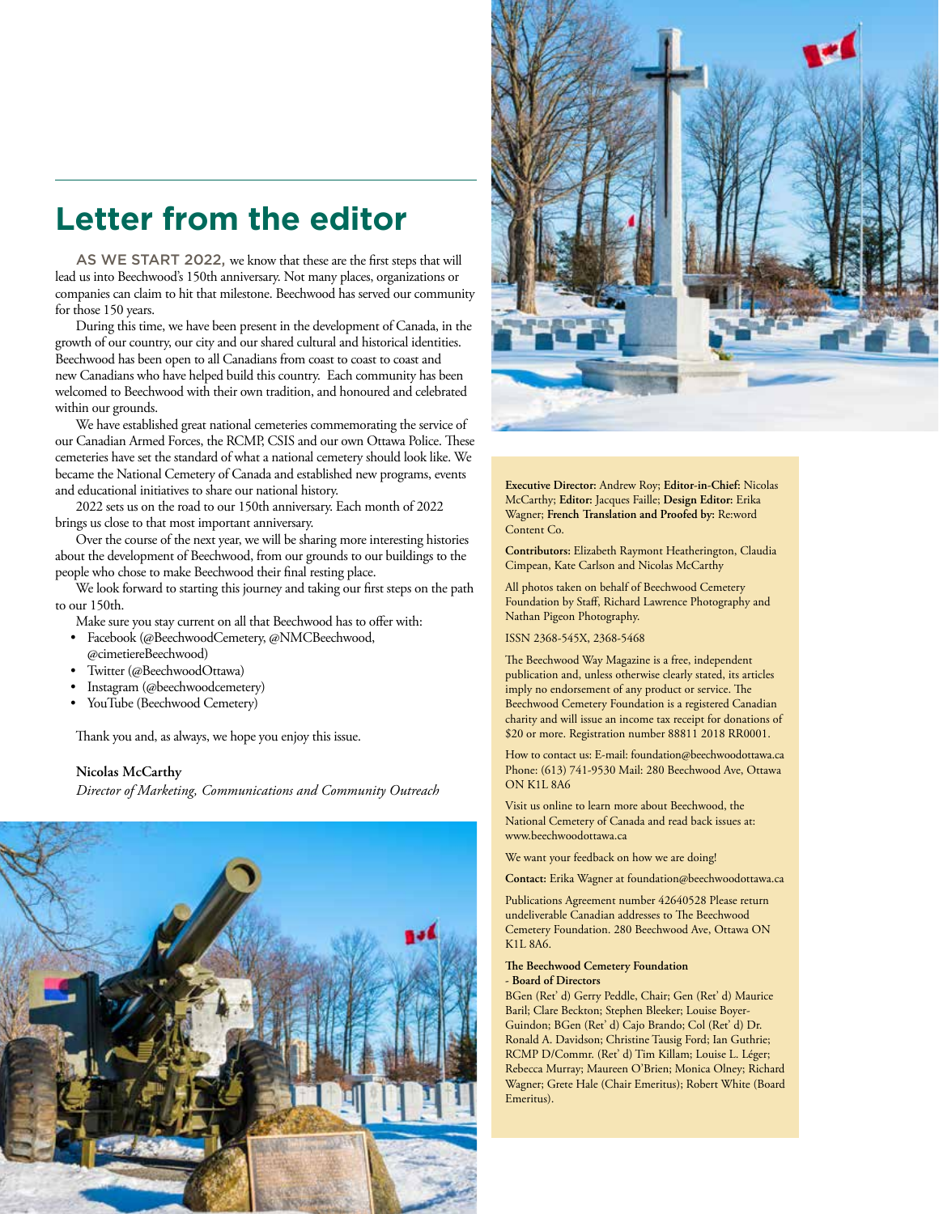# Letter from the editor

AS WE START 2022, we know that these are the first steps that will lead us into Beechwood's 150th anniversary. Not many places, organizations or companies can claim to hit that milestone. Beechwood has served our community for those 150 years.

During this time, we have been present in the development of Canada, in the growth of our country, our city and our shared cultural and historical identities. Beechwood has been open to all Canadians from coast to coast to coast and new Canadians who have helped build this country. Each community has been welcomed to Beechwood with their own tradition, and honoured and celebrated within our grounds.

We have established great national cemeteries commemorating the service of our Canadian Armed Forces, the RCMP, CSIS and our own Ottawa Police. These cemeteries have set the standard of what a national cemetery should look like. We became the National Cemetery of Canada and established new programs, events and educational initiatives to share our national history.

2022 sets us on the road to our 150th anniversary. Each month of 2022 brings us close to that most important anniversary.

Over the course of the next year, we will be sharing more interesting histories about the development of Beechwood, from our grounds to our buildings to the people who chose to make Beechwood their final resting place.

We look forward to starting this journey and taking our first steps on the path to our 150th.

Make sure you stay current on all that Beechwood has to offer with:

- Facebook (@BeechwoodCemetery, @NMCBeechwood, @cimetiereBeechwood)
- Twitter (@BeechwoodOttawa)
- Instagram (@beechwoodcemetery)
- YouTube (Beechwood Cemetery)

Thank you and, as always, we hope you enjoy this issue.

**Nicolas McCarthy**
*Director of Marketing, Communications and Community Outreach*

**Executive Director:** Andrew Roy; **Editor-in-Chief:** Nicolas McCarthy; **Editor:** Jacques Faille; **Design Editor:** Erika Wagner; **French Translation and Proofed by:** Re:word Content Co.

**Contributors:** Elizabeth Raymont Heatherington, Claudia Cimpean, Kate Carlson and Nicolas McCarthy

All photos taken on behalf of Beechwood Cemetery Foundation by Staff, Richard Lawrence Photography and Nathan Pigeon Photography.

ISSN 2368-545X, 2368-5468

The Beechwood Way Magazine is a free, independent publication and, unless otherwise clearly stated, its articles imply no endorsement of any product or service. The Beechwood Cemetery Foundation is a registered Canadian charity and will issue an income tax receipt for donations of $20 or more. Registration number 88811 2018 RR0001.

How to contact us: E-mail: foundation@beechwoodottawa.ca Phone: (613) 741-9530 Mail: 280 Beechwood Ave, Ottawa ON K1L 8A6

Visit us online to learn more about Beechwood, the National Cemetery of Canada and read back issues at: www.beechwoodottawa.ca

We want your feedback on how we are doing!

**Contact:** Erika Wagner at foundation@beechwoodottawa.ca

Publications Agreement number 42640528 Please return undeliverable Canadian addresses to The Beechwood Cemetery Foundation. 280 Beechwood Ave, Ottawa ON K1L 8A6.

**The Beechwood Cemetery Foundation - Board of Directors**

BGen (Ret' d) Gerry Peddle, Chair; Gen (Ret' d) Maurice Baril; Clare Beckton; Stephen Bleeker; Louise Boyer-Guindon; BGen (Ret' d) Cajo Brando; Col (Ret' d) Dr. Ronald A. Davidson; Christine Tausig Ford; Ian Guthrie; RCMP D/Commr. (Ret' d) Tim Killam; Louise L. Léger; Rebecca Murray; Maureen O'Brien; Monica Olney; Richard Wagner; Grete Hale (Chair Emeritus); Robert White (Board Emeritus).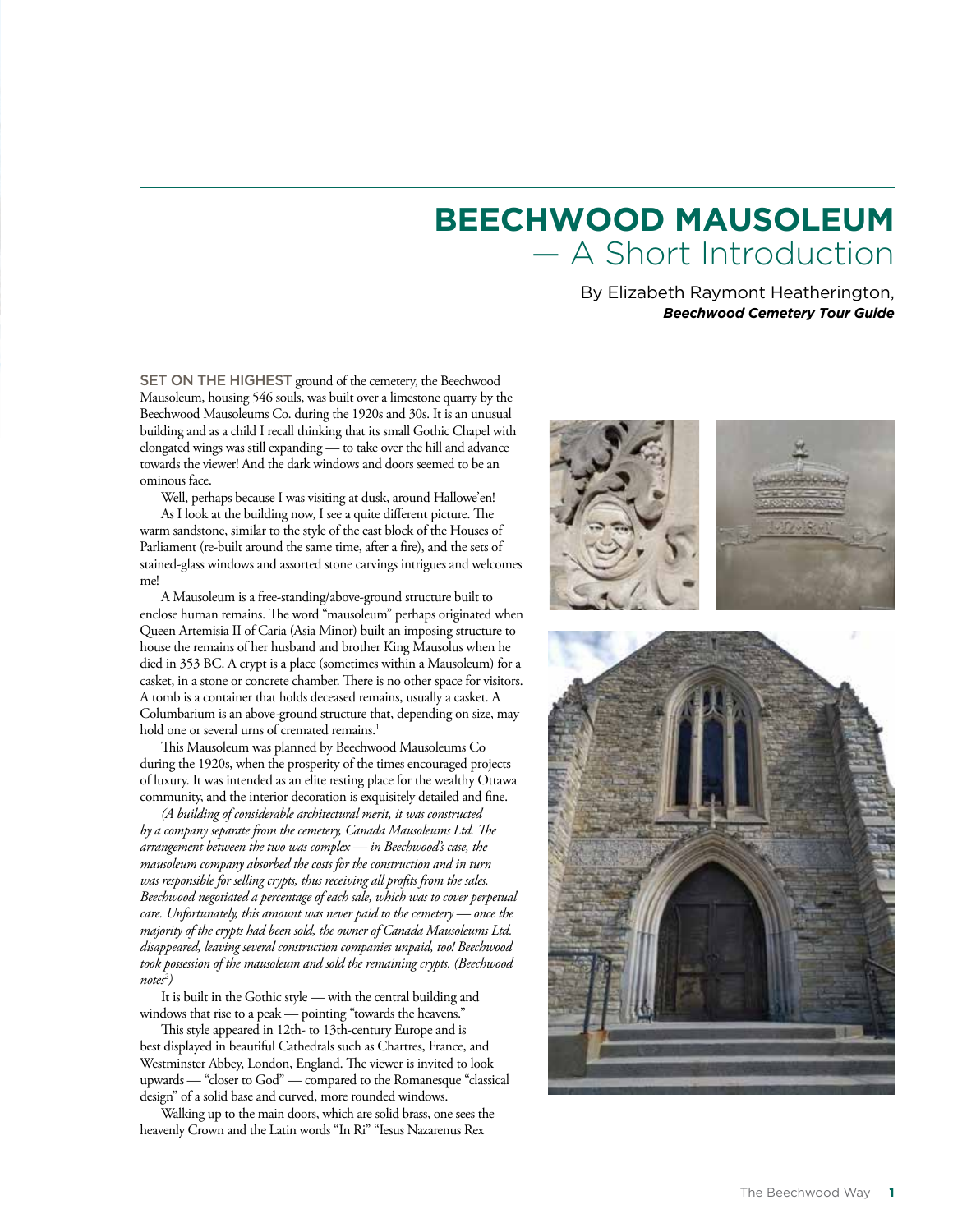# BEECHWOOD MAUSOLEUM
## — A Short Introduction

By Elizabeth Raymont Heatherington, ***Beechwood Cemetery Tour Guide***

SET ON THE HIGHEST ground of the cemetery, the Beechwood Mausoleum, housing 546 souls, was built over a limestone quarry by the Beechwood Mausoleums Co. during the 1920s and 30s. It is an unusual building and as a child I recall thinking that its small Gothic Chapel with elongated wings was still expanding — to take over the hill and advance towards the viewer! And the dark windows and doors seemed to be an ominous face.

Well, perhaps because I was visiting at dusk, around Hallowe'en!

As I look at the building now, I see a quite different picture. The warm sandstone, similar to the style of the east block of the Houses of Parliament (re-built around the same time, after a fire), and the sets of stained-glass windows and assorted stone carvings intrigues and welcomes me!

A Mausoleum is a free-standing/above-ground structure built to enclose human remains. The word "mausoleum" perhaps originated when Queen Artemisia II of Caria (Asia Minor) built an imposing structure to house the remains of her husband and brother King Mausolus when he died in 353 BC. A crypt is a place (sometimes within a Mausoleum) for a casket, in a stone or concrete chamber. There is no other space for visitors. A tomb is a container that holds deceased remains, usually a casket. A Columbarium is an above-ground structure that, depending on size, may hold one or several urns of cremated remains.[1]

This Mausoleum was planned by Beechwood Mausoleums Co during the 1920s, when the prosperity of the times encouraged projects of luxury. It was intended as an elite resting place for the wealthy Ottawa community, and the interior decoration is exquisitely detailed and fine.

*(A building of considerable architectural merit, it was constructed by a company separate from the cemetery, Canada Mausoleums Ltd. The arrangement between the two was complex — in Beechwood's case, the mausoleum company absorbed the costs for the construction and in turn was responsible for selling crypts, thus receiving all profits from the sales. Beechwood negotiated a percentage of each sale, which was to cover perpetual care. Unfortunately, this amount was never paid to the cemetery — once the majority of the crypts had been sold, the owner of Canada Mausoleums Ltd. disappeared, leaving several construction companies unpaid, too! Beechwood took possession of the mausoleum and sold the remaining crypts. (Beechwood notes[2])*

It is built in the Gothic style — with the central building and windows that rise to a peak — pointing "towards the heavens."

This style appeared in 12th- to 13th-century Europe and is best displayed in beautiful Cathedrals such as Chartres, France, and Westminster Abbey, London, England. The viewer is invited to look upwards — "closer to God" — compared to the Romanesque "classical design" of a solid base and curved, more rounded windows.

Walking up to the main doors, which are solid brass, one sees the heavenly Crown and the Latin words "In Ri" "Iesus Nazarenus Rex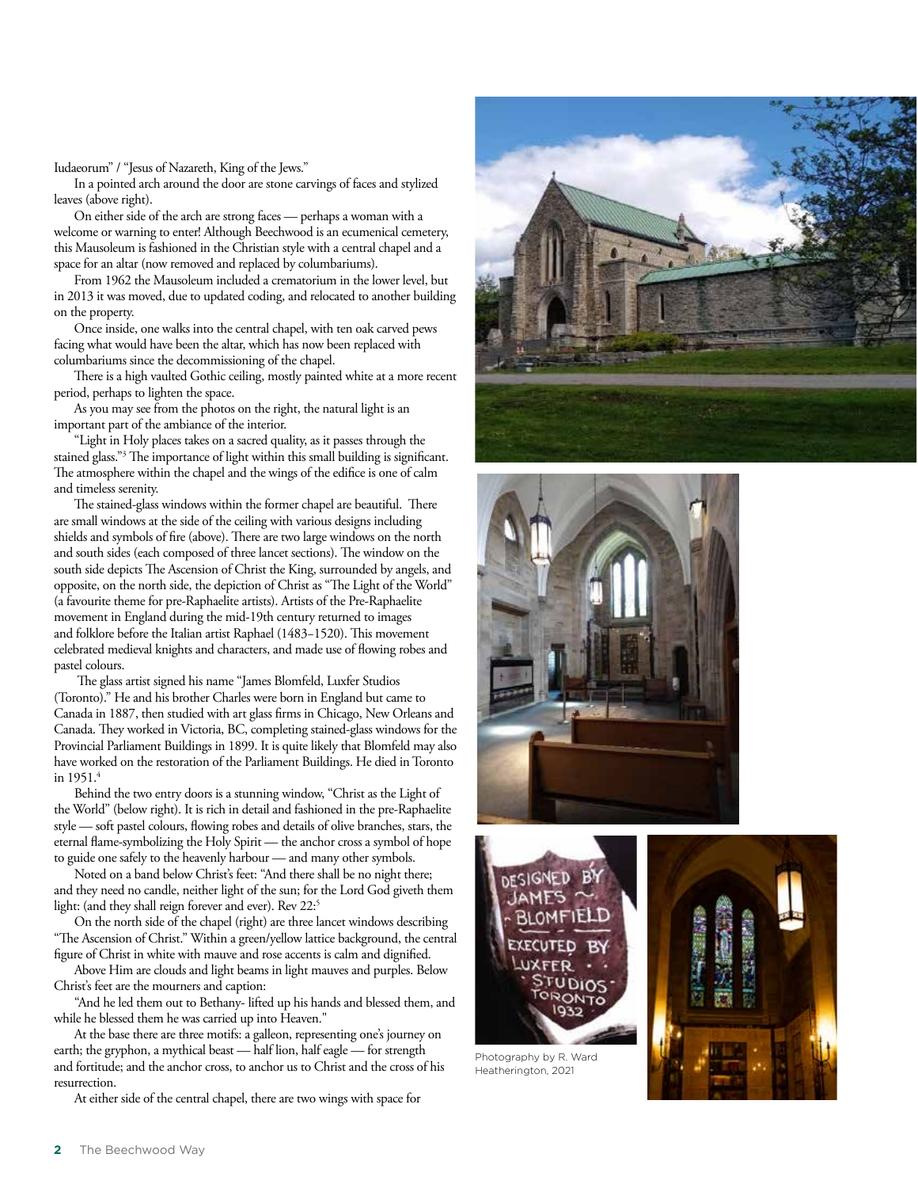Iudaeorum" / "Jesus of Nazareth, King of the Jews."

In a pointed arch around the door are stone carvings of faces and stylized leaves (above right).

On either side of the arch are strong faces — perhaps a woman with a welcome or warning to enter! Although Beechwood is an ecumenical cemetery, this Mausoleum is fashioned in the Christian style with a central chapel and a space for an altar (now removed and replaced by columbariums).

From 1962 the Mausoleum included a crematorium in the lower level, but in 2013 it was moved, due to updated coding, and relocated to another building on the property.

Once inside, one walks into the central chapel, with ten oak carved pews facing what would have been the altar, which has now been replaced with columbariums since the decommissioning of the chapel.

There is a high vaulted Gothic ceiling, mostly painted white at a more recent period, perhaps to lighten the space.

As you may see from the photos on the right, the natural light is an important part of the ambiance of the interior.

"Light in Holy places takes on a sacred quality, as it passes through the stained glass."[3] The importance of light within this small building is significant. The atmosphere within the chapel and the wings of the edifice is one of calm and timeless serenity.

The stained-glass windows within the former chapel are beautiful. There are small windows at the side of the ceiling with various designs including shields and symbols of fire (above). There are two large windows on the north and south sides (each composed of three lancet sections). The window on the south side depicts The Ascension of Christ the King, surrounded by angels, and opposite, on the north side, the depiction of Christ as "The Light of the World" (a favourite theme for pre-Raphaelite artists). Artists of the Pre-Raphaelite movement in England during the mid-19th century returned to images and folklore before the Italian artist Raphael (1483–1520). This movement celebrated medieval knights and characters, and made use of flowing robes and pastel colours.

The glass artist signed his name "James Blomfeld, Luxfer Studios (Toronto)." He and his brother Charles were born in England but came to Canada in 1887, then studied with art glass firms in Chicago, New Orleans and Canada. They worked in Victoria, BC, completing stained-glass windows for the Provincial Parliament Buildings in 1899. It is quite likely that Blomfeld may also have worked on the restoration of the Parliament Buildings. He died in Toronto in 1951.[4]

Behind the two entry doors is a stunning window, "Christ as the Light of the World" (below right). It is rich in detail and fashioned in the pre-Raphaelite style — soft pastel colours, flowing robes and details of olive branches, stars, the eternal flame-symbolizing the Holy Spirit — the anchor cross a symbol of hope to guide one safely to the heavenly harbour — and many other symbols.

Noted on a band below Christ's feet: "And there shall be no night there; and they need no candle, neither light of the sun; for the Lord God giveth them light: (and they shall reign forever and ever). Rev 22:[5]

On the north side of the chapel (right) are three lancet windows describing "The Ascension of Christ." Within a green/yellow lattice background, the central figure of Christ in white with mauve and rose accents is calm and dignified.

Above Him are clouds and light beams in light mauves and purples. Below Christ's feet are the mourners and caption:

"And he led them out to Bethany- lifted up his hands and blessed them, and while he blessed them he was carried up into Heaven."

At the base there are three motifs: a galleon, representing one's journey on earth; the gryphon, a mythical beast — half lion, half eagle — for strength and fortitude; and the anchor cross, to anchor us to Christ and the cross of his resurrection.

At either side of the central chapel, there are two wings with space for

Photography by R. Ward Heatherington, 2021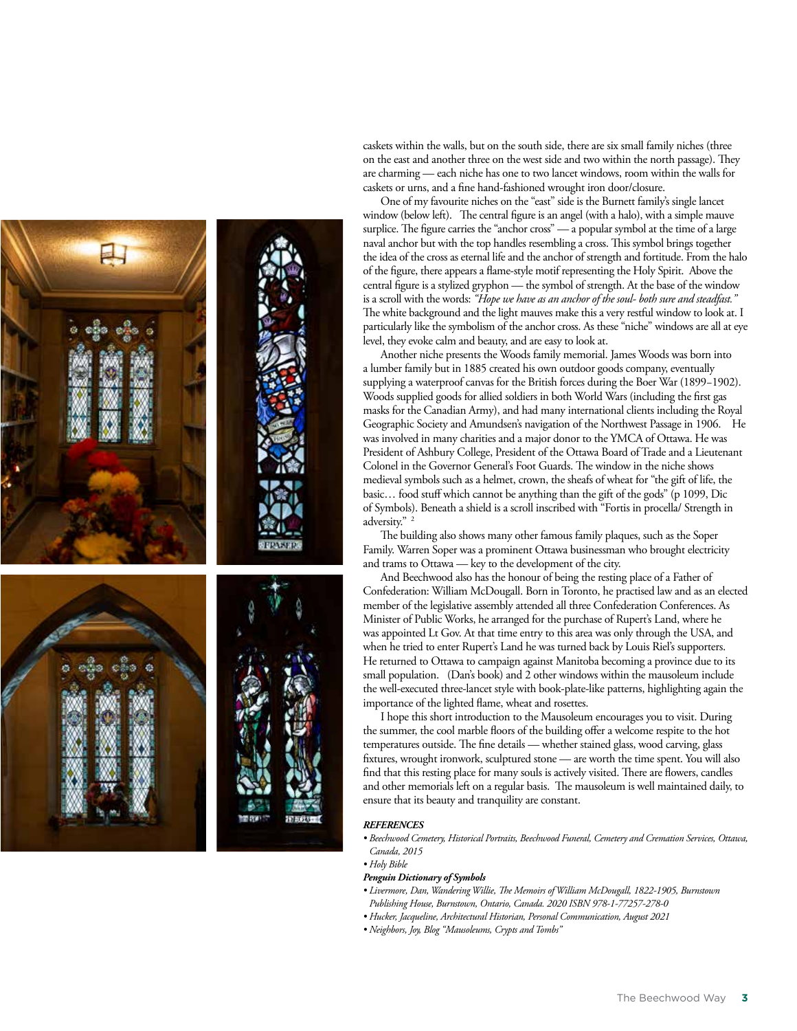caskets within the walls, but on the south side, there are six small family niches (three on the east and another three on the west side and two within the north passage). They are charming — each niche has one to two lancet windows, room within the walls for caskets or urns, and a fine hand-fashioned wrought iron door/closure.

One of my favourite niches on the "east" side is the Burnett family's single lancet window (below left). The central figure is an angel (with a halo), with a simple mauve surplice. The figure carries the "anchor cross" — a popular symbol at the time of a large naval anchor but with the top handles resembling a cross. This symbol brings together the idea of the cross as eternal life and the anchor of strength and fortitude. From the halo of the figure, there appears a flame-style motif representing the Holy Spirit. Above the central figure is a stylized gryphon — the symbol of strength. At the base of the window is a scroll with the words: *"Hope we have as an anchor of the soul- both sure and steadfast."* The white background and the light mauves make this a very restful window to look at. I particularly like the symbolism of the anchor cross. As these "niche" windows are all at eye level, they evoke calm and beauty, and are easy to look at.

Another niche presents the Woods family memorial. James Woods was born into a lumber family but in 1885 created his own outdoor goods company, eventually supplying a waterproof canvas for the British forces during the Boer War (1899–1902). Woods supplied goods for allied soldiers in both World Wars (including the first gas masks for the Canadian Army), and had many international clients including the Royal Geographic Society and Amundsen's navigation of the Northwest Passage in 1906. He was involved in many charities and a major donor to the YMCA of Ottawa. He was President of Ashbury College, President of the Ottawa Board of Trade and a Lieutenant Colonel in the Governor General's Foot Guards. The window in the niche shows medieval symbols such as a helmet, crown, the sheafs of wheat for "the gift of life, the basic… food stuff which cannot be anything than the gift of the gods" (p 1099, Dic of Symbols). Beneath a shield is a scroll inscribed with "Fortis in procella/ Strength in adversity." [2]

The building also shows many other famous family plaques, such as the Soper Family. Warren Soper was a prominent Ottawa businessman who brought electricity and trams to Ottawa — key to the development of the city.

And Beechwood also has the honour of being the resting place of a Father of Confederation: William McDougall. Born in Toronto, he practised law and as an elected member of the legislative assembly attended all three Confederation Conferences. As Minister of Public Works, he arranged for the purchase of Rupert's Land, where he was appointed Lt Gov. At that time entry to this area was only through the USA, and when he tried to enter Rupert's Land he was turned back by Louis Riel's supporters. He returned to Ottawa to campaign against Manitoba becoming a province due to its small population. (Dan's book) and 2 other windows within the mausoleum include the well-executed three-lancet style with book-plate-like patterns, highlighting again the importance of the lighted flame, wheat and rosettes.

I hope this short introduction to the Mausoleum encourages you to visit. During the summer, the cool marble floors of the building offer a welcome respite to the hot temperatures outside. The fine details — whether stained glass, wood carving, glass fixtures, wrought ironwork, sculptured stone — are worth the time spent. You will also find that this resting place for many souls is actively visited. There are flowers, candles and other memorials left on a regular basis. The mausoleum is well maintained daily, to ensure that its beauty and tranquility are constant.

***REFERENCES***

- *Beechwood Cemetery, Historical Portraits, Beechwood Funeral, Cemetery and Cremation Services, Ottawa, Canada, 2015*
- *Holy Bible*

***Penguin Dictionary of Symbols***

- *Livermore, Dan, Wandering Willie, The Memoirs of William McDougall, 1822-1905, Burnstown Publishing House, Burnstown, Ontario, Canada. 2020 ISBN 978-1-77257-278-0*
- *Hucker, Jacqueline, Architectural Historian, Personal Communication, August 2021*
- *Neighbors, Joy, Blog "Mausoleums, Crypts and Tombs"*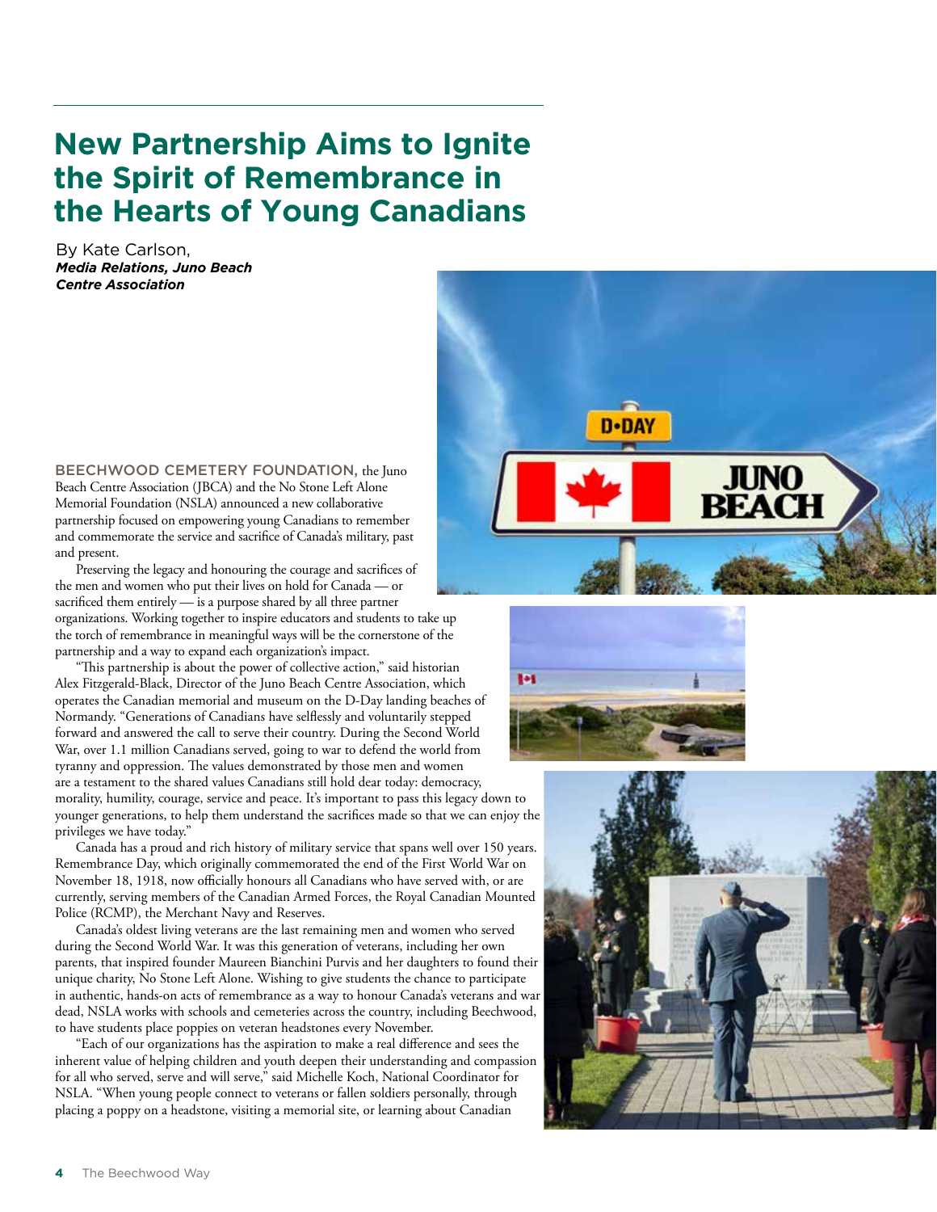# New Partnership Aims to Ignite the Spirit of Remembrance in the Hearts of Young Canadians

By Kate Carlson,
***Media Relations, Juno Beach Centre Association***

BEECHWOOD CEMETERY FOUNDATION, the Juno Beach Centre Association (JBCA) and the No Stone Left Alone Memorial Foundation (NSLA) announced a new collaborative partnership focused on empowering young Canadians to remember and commemorate the service and sacrifice of Canada's military, past and present.

Preserving the legacy and honouring the courage and sacrifices of the men and women who put their lives on hold for Canada — or sacrificed them entirely — is a purpose shared by all three partner organizations. Working together to inspire educators and students to take up the torch of remembrance in meaningful ways will be the cornerstone of the partnership and a way to expand each organization's impact.

"This partnership is about the power of collective action," said historian Alex Fitzgerald-Black, Director of the Juno Beach Centre Association, which operates the Canadian memorial and museum on the D-Day landing beaches of Normandy. "Generations of Canadians have selflessly and voluntarily stepped forward and answered the call to serve their country. During the Second World War, over 1.1 million Canadians served, going to war to defend the world from tyranny and oppression. The values demonstrated by those men and women are a testament to the shared values Canadians still hold dear today: democracy, morality, humility, courage, service and peace. It's important to pass this legacy down to younger generations, to help them understand the sacrifices made so that we can enjoy the privileges we have today."

Canada has a proud and rich history of military service that spans well over 150 years. Remembrance Day, which originally commemorated the end of the First World War on November 18, 1918, now officially honours all Canadians who have served with, or are currently, serving members of the Canadian Armed Forces, the Royal Canadian Mounted Police (RCMP), the Merchant Navy and Reserves.

Canada's oldest living veterans are the last remaining men and women who served during the Second World War. It was this generation of veterans, including her own parents, that inspired founder Maureen Bianchini Purvis and her daughters to found their unique charity, No Stone Left Alone. Wishing to give students the chance to participate in authentic, hands-on acts of remembrance as a way to honour Canada's veterans and war dead, NSLA works with schools and cemeteries across the country, including Beechwood, to have students place poppies on veteran headstones every November.

"Each of our organizations has the aspiration to make a real difference and sees the inherent value of helping children and youth deepen their understanding and compassion for all who served, serve and will serve," said Michelle Koch, National Coordinator for NSLA. "When young people connect to veterans or fallen soldiers personally, through placing a poppy on a headstone, visiting a memorial site, or learning about Canadian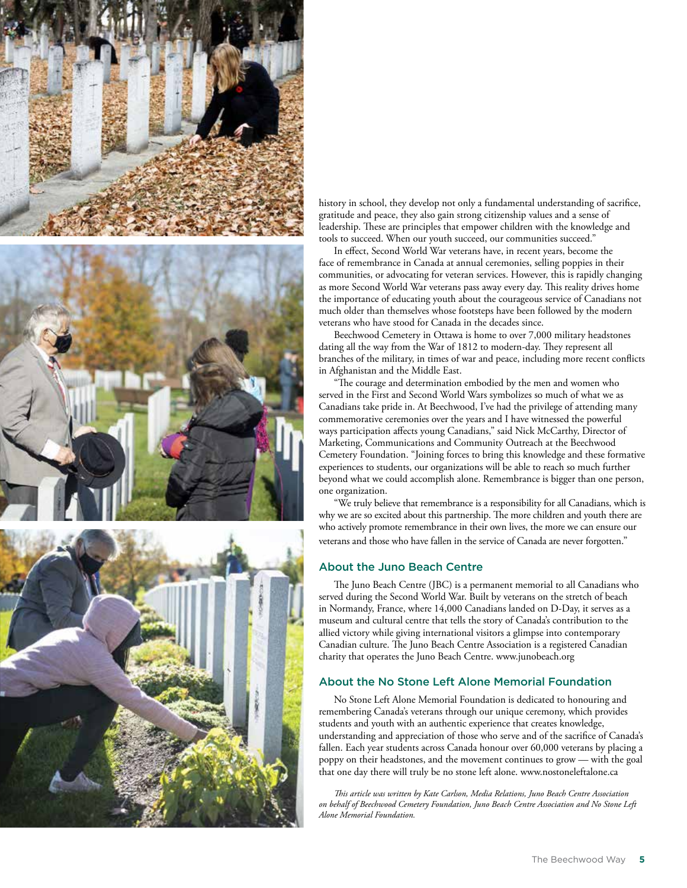history in school, they develop not only a fundamental understanding of sacrifice, gratitude and peace, they also gain strong citizenship values and a sense of leadership. These are principles that empower children with the knowledge and tools to succeed. When our youth succeed, our communities succeed."

In effect, Second World War veterans have, in recent years, become the face of remembrance in Canada at annual ceremonies, selling poppies in their communities, or advocating for veteran services. However, this is rapidly changing as more Second World War veterans pass away every day. This reality drives home the importance of educating youth about the courageous service of Canadians not much older than themselves whose footsteps have been followed by the modern veterans who have stood for Canada in the decades since.

Beechwood Cemetery in Ottawa is home to over 7,000 military headstones dating all the way from the War of 1812 to modern-day. They represent all branches of the military, in times of war and peace, including more recent conflicts in Afghanistan and the Middle East.

"The courage and determination embodied by the men and women who served in the First and Second World Wars symbolizes so much of what we as Canadians take pride in. At Beechwood, I've had the privilege of attending many commemorative ceremonies over the years and I have witnessed the powerful ways participation affects young Canadians," said Nick McCarthy, Director of Marketing, Communications and Community Outreach at the Beechwood Cemetery Foundation. "Joining forces to bring this knowledge and these formative experiences to students, our organizations will be able to reach so much further beyond what we could accomplish alone. Remembrance is bigger than one person, one organization.

"We truly believe that remembrance is a responsibility for all Canadians, which is why we are so excited about this partnership. The more children and youth there are who actively promote remembrance in their own lives, the more we can ensure our veterans and those who have fallen in the service of Canada are never forgotten."

## About the Juno Beach Centre

The Juno Beach Centre (JBC) is a permanent memorial to all Canadians who served during the Second World War. Built by veterans on the stretch of beach in Normandy, France, where 14,000 Canadians landed on D-Day, it serves as a museum and cultural centre that tells the story of Canada's contribution to the allied victory while giving international visitors a glimpse into contemporary Canadian culture. The Juno Beach Centre Association is a registered Canadian charity that operates the Juno Beach Centre. www.junobeach.org

## About the No Stone Left Alone Memorial Foundation

No Stone Left Alone Memorial Foundation is dedicated to honouring and remembering Canada's veterans through our unique ceremony, which provides students and youth with an authentic experience that creates knowledge, understanding and appreciation of those who serve and of the sacrifice of Canada's fallen. Each year students across Canada honour over 60,000 veterans by placing a poppy on their headstones, and the movement continues to grow — with the goal that one day there will truly be no stone left alone. www.nostoneleftalone.ca

*This article was written by Kate Carlson, Media Relations, Juno Beach Centre Association on behalf of Beechwood Cemetery Foundation, Juno Beach Centre Association and No Stone Left Alone Memorial Foundation.*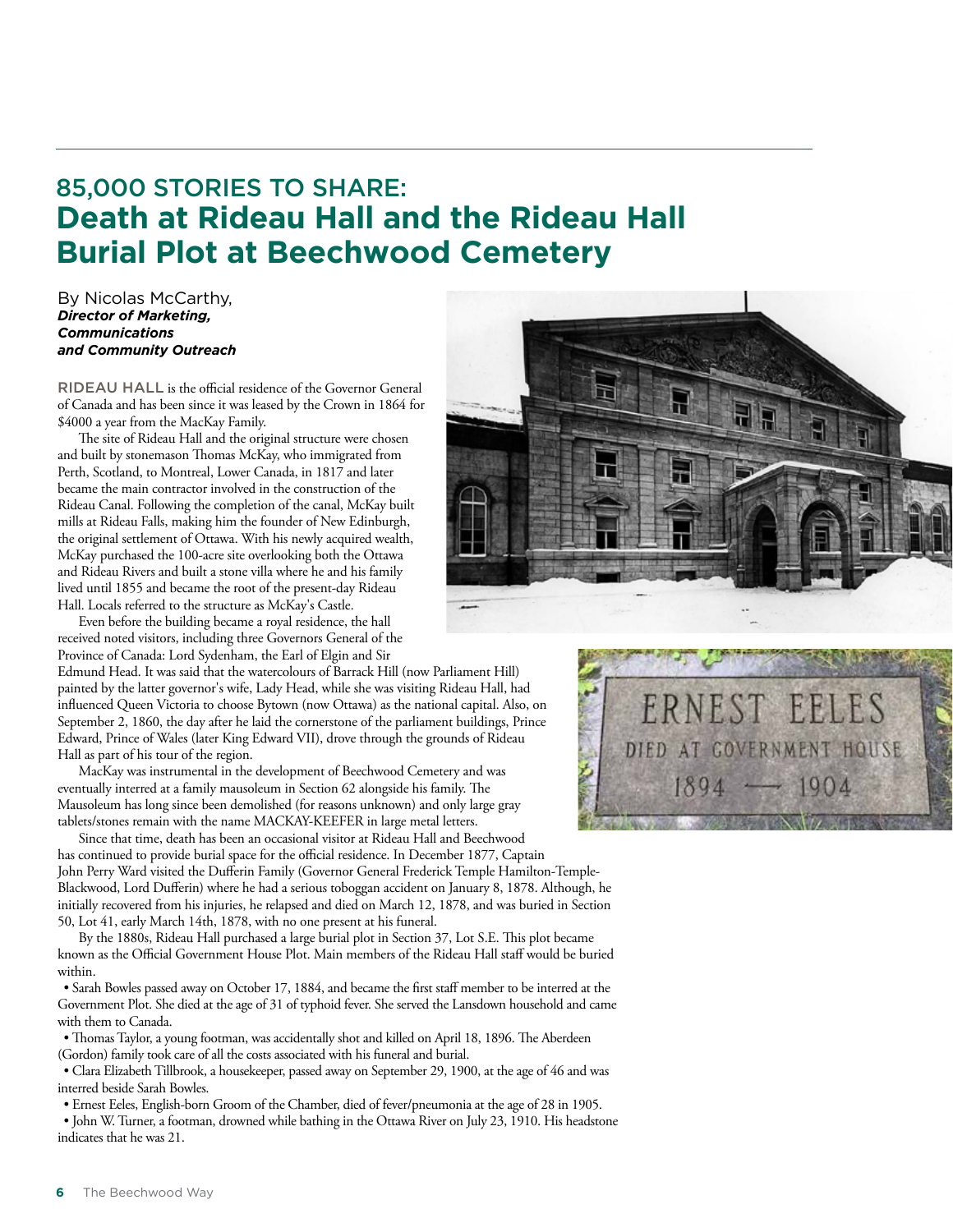# 85,000 STORIES TO SHARE: **Death at Rideau Hall and the Rideau Hall Burial Plot at Beechwood Cemetery**

By Nicolas McCarthy,
***Director of Marketing, Communications and Community Outreach***

RIDEAU HALL is the official residence of the Governor General of Canada and has been since it was leased by the Crown in 1864 for $4000 a year from the MacKay Family.

The site of Rideau Hall and the original structure were chosen and built by stonemason Thomas McKay, who immigrated from Perth, Scotland, to Montreal, Lower Canada, in 1817 and later became the main contractor involved in the construction of the Rideau Canal. Following the completion of the canal, McKay built mills at Rideau Falls, making him the founder of New Edinburgh, the original settlement of Ottawa. With his newly acquired wealth, McKay purchased the 100-acre site overlooking both the Ottawa and Rideau Rivers and built a stone villa where he and his family lived until 1855 and became the root of the present-day Rideau Hall. Locals referred to the structure as McKay's Castle.

Even before the building became a royal residence, the hall received noted visitors, including three Governors General of the Province of Canada: Lord Sydenham, the Earl of Elgin and Sir Edmund Head. It was said that the watercolours of Barrack Hill (now Parliament Hill) painted by the latter governor's wife, Lady Head, while she was visiting Rideau Hall, had influenced Queen Victoria to choose Bytown (now Ottawa) as the national capital. Also, on September 2, 1860, the day after he laid the cornerstone of the parliament buildings, Prince Edward, Prince of Wales (later King Edward VII), drove through the grounds of Rideau Hall as part of his tour of the region.

MacKay was instrumental in the development of Beechwood Cemetery and was eventually interred at a family mausoleum in Section 62 alongside his family. The Mausoleum has long since been demolished (for reasons unknown) and only large gray tablets/stones remain with the name MACKAY-KEEFER in large metal letters.

Since that time, death has been an occasional visitor at Rideau Hall and Beechwood has continued to provide burial space for the official residence. In December 1877, Captain John Perry Ward visited the Dufferin Family (Governor General Frederick Temple Hamilton-Temple-Blackwood, Lord Dufferin) where he had a serious toboggan accident on January 8, 1878. Although, he initially recovered from his injuries, he relapsed and died on March 12, 1878, and was buried in Section 50, Lot 41, early March 14th, 1878, with no one present at his funeral.

By the 1880s, Rideau Hall purchased a large burial plot in Section 37, Lot S.E. This plot became known as the Official Government House Plot. Main members of the Rideau Hall staff would be buried within.

- Sarah Bowles passed away on October 17, 1884, and became the first staff member to be interred at the Government Plot. She died at the age of 31 of typhoid fever. She served the Lansdown household and came with them to Canada.
- Thomas Taylor, a young footman, was accidentally shot and killed on April 18, 1896. The Aberdeen (Gordon) family took care of all the costs associated with his funeral and burial.
- Clara Elizabeth Tillbrook, a housekeeper, passed away on September 29, 1900, at the age of 46 and was interred beside Sarah Bowles.
- Ernest Eeles, English-born Groom of the Chamber, died of fever/pneumonia at the age of 28 in 1905.
- John W. Turner, a footman, drowned while bathing in the Ottawa River on July 23, 1910. His headstone indicates that he was 21.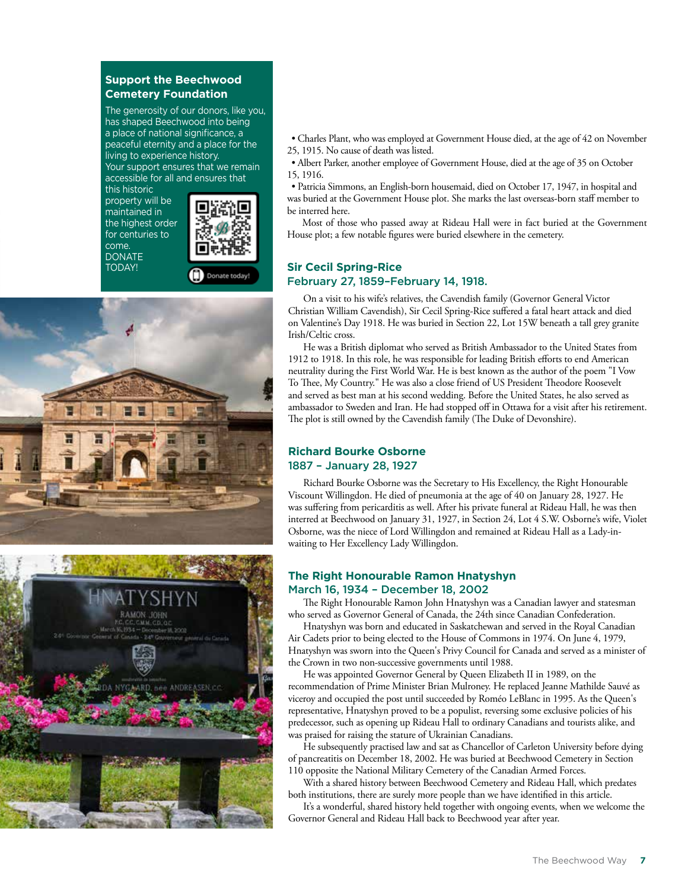## Support the Beechwood Cemetery Foundation

The generosity of our donors, like you, has shaped Beechwood into being a place of national significance, a peaceful eternity and a place for the living to experience history. Your support ensures that we remain accessible for all and ensures that this historic property will be maintained in the highest order for centuries to come. DONATE TODAY!

Donate today!

- Charles Plant, who was employed at Government House died, at the age of 42 on November 25, 1915. No cause of death was listed.
- Albert Parker, another employee of Government House, died at the age of 35 on October 15, 1916.
- Patricia Simmons, an English-born housemaid, died on October 17, 1947, in hospital and was buried at the Government House plot. She marks the last overseas-born staff member to be interred here.

Most of those who passed away at Rideau Hall were in fact buried at the Government House plot; a few notable figures were buried elsewhere in the cemetery.

### Sir Cecil Spring-Rice
### February 27, 1859–February 14, 1918.

On a visit to his wife's relatives, the Cavendish family (Governor General Victor Christian William Cavendish), Sir Cecil Spring-Rice suffered a fatal heart attack and died on Valentine's Day 1918. He was buried in Section 22, Lot 15W beneath a tall grey granite Irish/Celtic cross.

He was a British diplomat who served as British Ambassador to the United States from 1912 to 1918. In this role, he was responsible for leading British efforts to end American neutrality during the First World War. He is best known as the author of the poem "I Vow To Thee, My Country." He was also a close friend of US President Theodore Roosevelt and served as best man at his second wedding. Before the United States, he also served as ambassador to Sweden and Iran. He had stopped off in Ottawa for a visit after his retirement. The plot is still owned by the Cavendish family (The Duke of Devonshire).

### Richard Bourke Osborne
### 1887 – January 28, 1927

Richard Bourke Osborne was the Secretary to His Excellency, the Right Honourable Viscount Willingdon. He died of pneumonia at the age of 40 on January 28, 1927. He was suffering from pericarditis as well. After his private funeral at Rideau Hall, he was then interred at Beechwood on January 31, 1927, in Section 24, Lot 4 S.W. Osborne's wife, Violet Osborne, was the niece of Lord Willingdon and remained at Rideau Hall as a Lady-in-waiting to Her Excellency Lady Willingdon.

### The Right Honourable Ramon Hnatyshyn
### March 16, 1934 – December 18, 2002

The Right Honourable Ramon John Hnatyshyn was a Canadian lawyer and statesman who served as Governor General of Canada, the 24th since Canadian Confederation.

Hnatyshyn was born and educated in Saskatchewan and served in the Royal Canadian Air Cadets prior to being elected to the House of Commons in 1974. On June 4, 1979, Hnatyshyn was sworn into the Queen's Privy Council for Canada and served as a minister of the Crown in two non-successive governments until 1988.

He was appointed Governor General by Queen Elizabeth II in 1989, on the recommendation of Prime Minister Brian Mulroney. He replaced Jeanne Mathilde Sauvé as viceroy and occupied the post until succeeded by Roméo LeBlanc in 1995. As the Queen's representative, Hnatyshyn proved to be a populist, reversing some exclusive policies of his predecessor, such as opening up Rideau Hall to ordinary Canadians and tourists alike, and was praised for raising the stature of Ukrainian Canadians.

He subsequently practised law and sat as Chancellor of Carleton University before dying of pancreatitis on December 18, 2002. He was buried at Beechwood Cemetery in Section 110 opposite the National Military Cemetery of the Canadian Armed Forces.

With a shared history between Beechwood Cemetery and Rideau Hall, which predates both institutions, there are surely more people than we have identified in this article.

It's a wonderful, shared history held together with ongoing events, when we welcome the Governor General and Rideau Hall back to Beechwood year after year.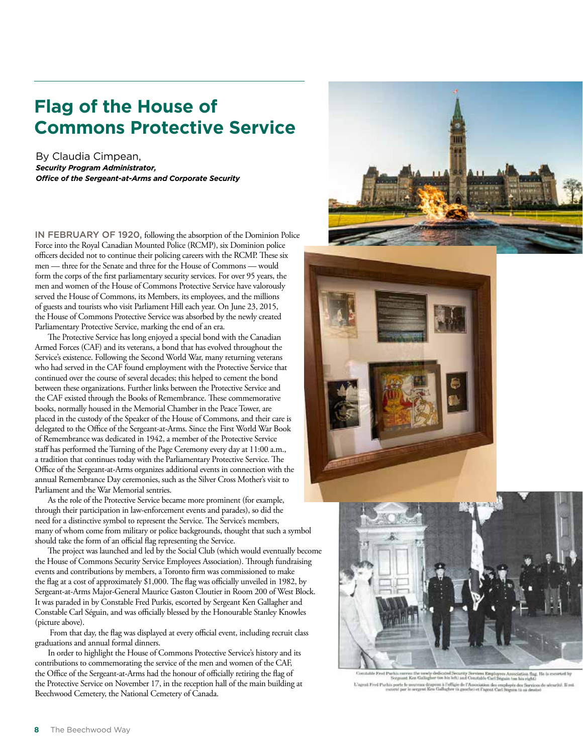# Flag of the House of Commons Protective Service

By Claudia Cimpean,
***Security Program Administrator,***
***Office of the Sergeant-at-Arms and Corporate Security***

IN FEBRUARY OF 1920, following the absorption of the Dominion Police Force into the Royal Canadian Mounted Police (RCMP), six Dominion police officers decided not to continue their policing careers with the RCMP. These six men — three for the Senate and three for the House of Commons — would form the corps of the first parliamentary security services. For over 95 years, the men and women of the House of Commons Protective Service have valorously served the House of Commons, its Members, its employees, and the millions of guests and tourists who visit Parliament Hill each year. On June 23, 2015, the House of Commons Protective Service was absorbed by the newly created Parliamentary Protective Service, marking the end of an era.

The Protective Service has long enjoyed a special bond with the Canadian Armed Forces (CAF) and its veterans, a bond that has evolved throughout the Service's existence. Following the Second World War, many returning veterans who had served in the CAF found employment with the Protective Service that continued over the course of several decades; this helped to cement the bond between these organizations. Further links between the Protective Service and the CAF existed through the Books of Remembrance. These commemorative books, normally housed in the Memorial Chamber in the Peace Tower, are placed in the custody of the Speaker of the House of Commons, and their care is delegated to the Office of the Sergeant-at-Arms. Since the First World War Book of Remembrance was dedicated in 1942, a member of the Protective Service staff has performed the Turning of the Page Ceremony every day at 11:00 a.m., a tradition that continues today with the Parliamentary Protective Service. The Office of the Sergeant-at-Arms organizes additional events in connection with the annual Remembrance Day ceremonies, such as the Silver Cross Mother's visit to Parliament and the War Memorial sentries.

As the role of the Protective Service became more prominent (for example, through their participation in law-enforcement events and parades), so did the need for a distinctive symbol to represent the Service. The Service's members, many of whom come from military or police backgrounds, thought that such a symbol should take the form of an official flag representing the Service.

The project was launched and led by the Social Club (which would eventually become the House of Commons Security Service Employees Association). Through fundraising events and contributions by members, a Toronto firm was commissioned to make the flag at a cost of approximately $1,000. The flag was officially unveiled in 1982, by Sergeant-at-Arms Major-General Maurice Gaston Cloutier in Room 200 of West Block. It was paraded in by Constable Fred Purkis, escorted by Sergeant Ken Gallagher and Constable Carl Séguin, and was officially blessed by the Honourable Stanley Knowles (picture above).

From that day, the flag was displayed at every official event, including recruit class graduations and annual formal dinners.

In order to highlight the House of Commons Protective Service's history and its contributions to commemorating the service of the men and women of the CAF, the Office of the Sergeant-at-Arms had the honour of officially retiring the flag of the Protective Service on November 17, in the reception hall of the main building at Beechwood Cemetery, the National Cemetery of Canada.

Constable Fred Purkis carries the newly dedicated Security Services Employees Association flag. He is escorted by Sergeant Ken Gallagher (on his left) and Constable Carl Séguin (on his right).

L'agent Fred Purkis porte le nouveau drapeau à l'effigie de l'Association des employés des Services de sécurité. Il est escorté par le sergent Ken Gallagher (à gauche) et l'agent Carl Séguin (à sa droite).